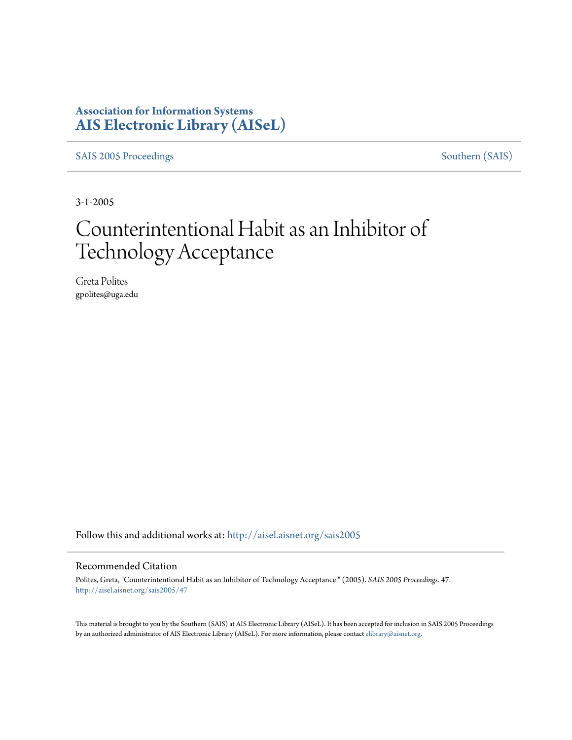**Association for Information Systems**
**AIS Electronic Library (AISeL)**

SAIS 2005 Proceedings | Southern (SAIS)

3-1-2005

# Counterintentional Habit as an Inhibitor of Technology Acceptance

Greta Polites
gpolites@uga.edu

Follow this and additional works at: http://aisel.aisnet.org/sais2005

## Recommended Citation

Polites, Greta, "Counterintentional Habit as an Inhibitor of Technology Acceptance " (2005). *SAIS 2005 Proceedings*. 47.
http://aisel.aisnet.org/sais2005/47

This material is brought to you by the Southern (SAIS) at AIS Electronic Library (AISeL). It has been accepted for inclusion in SAIS 2005 Proceedings by an authorized administrator of AIS Electronic Library (AISeL). For more information, please contact elibrary@aisnet.org.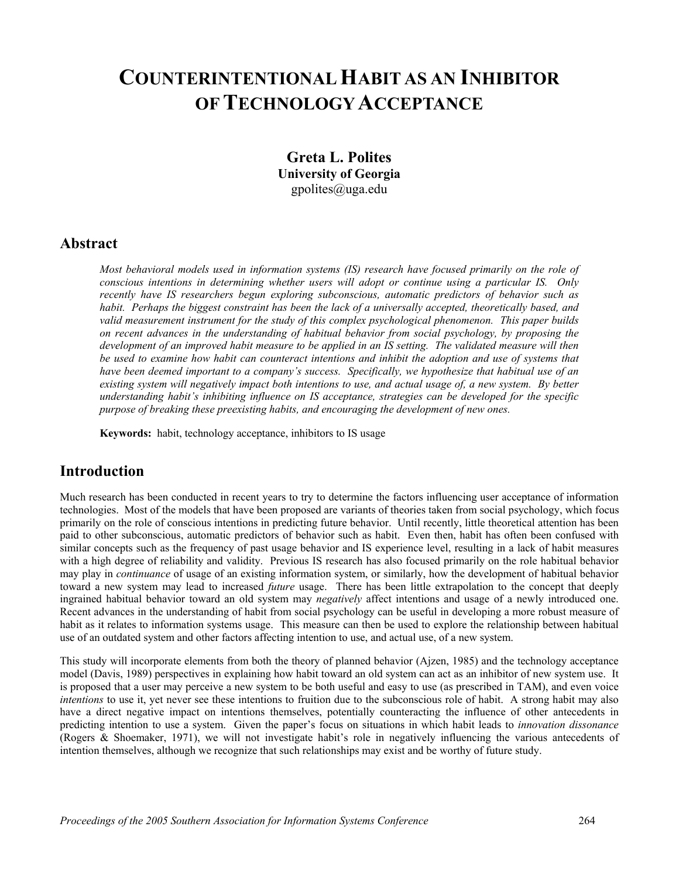# COUNTERINTENTIONAL HABIT AS AN INHIBITOR OF TECHNOLOGY ACCEPTANCE

**Greta L. Polites**
**University of Georgia**
gpolites@uga.edu

## Abstract

*Most behavioral models used in information systems (IS) research have focused primarily on the role of conscious intentions in determining whether users will adopt or continue using a particular IS. Only recently have IS researchers begun exploring subconscious, automatic predictors of behavior such as habit. Perhaps the biggest constraint has been the lack of a universally accepted, theoretically based, and valid measurement instrument for the study of this complex psychological phenomenon. This paper builds on recent advances in the understanding of habitual behavior from social psychology, by proposing the development of an improved habit measure to be applied in an IS setting. The validated measure will then be used to examine how habit can counteract intentions and inhibit the adoption and use of systems that have been deemed important to a company's success. Specifically, we hypothesize that habitual use of an existing system will negatively impact both intentions to use, and actual usage of, a new system. By better understanding habit's inhibiting influence on IS acceptance, strategies can be developed for the specific purpose of breaking these preexisting habits, and encouraging the development of new ones.*

**Keywords:** habit, technology acceptance, inhibitors to IS usage

## Introduction

Much research has been conducted in recent years to try to determine the factors influencing user acceptance of information technologies. Most of the models that have been proposed are variants of theories taken from social psychology, which focus primarily on the role of conscious intentions in predicting future behavior. Until recently, little theoretical attention has been paid to other subconscious, automatic predictors of behavior such as habit. Even then, habit has often been confused with similar concepts such as the frequency of past usage behavior and IS experience level, resulting in a lack of habit measures with a high degree of reliability and validity. Previous IS research has also focused primarily on the role habitual behavior may play in *continuance* of usage of an existing information system, or similarly, how the development of habitual behavior toward a new system may lead to increased *future* usage. There has been little extrapolation to the concept that deeply ingrained habitual behavior toward an old system may *negatively* affect intentions and usage of a newly introduced one. Recent advances in the understanding of habit from social psychology can be useful in developing a more robust measure of habit as it relates to information systems usage. This measure can then be used to explore the relationship between habitual use of an outdated system and other factors affecting intention to use, and actual use, of a new system.

This study will incorporate elements from both the theory of planned behavior (Ajzen, 1985) and the technology acceptance model (Davis, 1989) perspectives in explaining how habit toward an old system can act as an inhibitor of new system use. It is proposed that a user may perceive a new system to be both useful and easy to use (as prescribed in TAM), and even voice *intentions* to use it, yet never see these intentions to fruition due to the subconscious role of habit. A strong habit may also have a direct negative impact on intentions themselves, potentially counteracting the influence of other antecedents in predicting intention to use a system. Given the paper's focus on situations in which habit leads to *innovation dissonance* (Rogers & Shoemaker, 1971), we will not investigate habit's role in negatively influencing the various antecedents of intention themselves, although we recognize that such relationships may exist and be worthy of future study.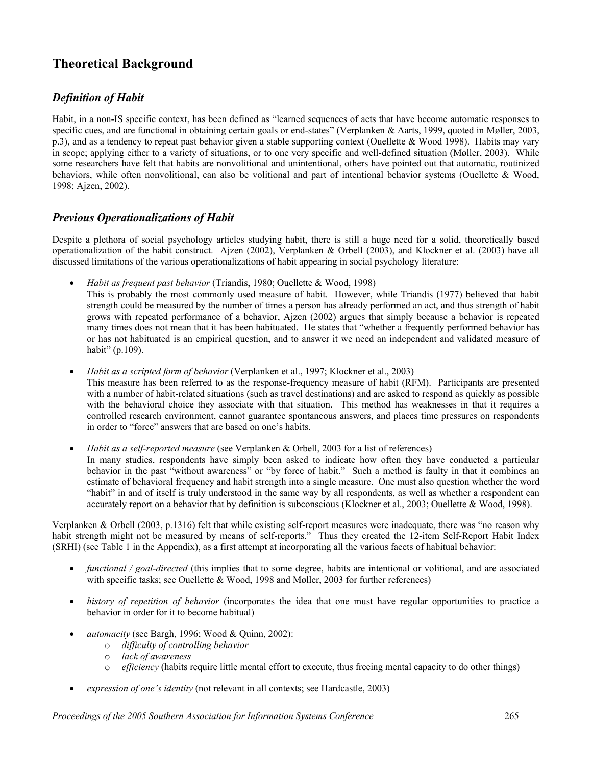## Theoretical Background

### *Definition of Habit*

Habit, in a non-IS specific context, has been defined as "learned sequences of acts that have become automatic responses to specific cues, and are functional in obtaining certain goals or end-states" (Verplanken & Aarts, 1999, quoted in Møller, 2003, p.3), and as a tendency to repeat past behavior given a stable supporting context (Ouellette & Wood 1998). Habits may vary in scope; applying either to a variety of situations, or to one very specific and well-defined situation (Møller, 2003). While some researchers have felt that habits are nonvolitional and unintentional, others have pointed out that automatic, routinized behaviors, while often nonvolitional, can also be volitional and part of intentional behavior systems (Ouellette & Wood, 1998; Ajzen, 2002).

### *Previous Operationalizations of Habit*

Despite a plethora of social psychology articles studying habit, there is still a huge need for a solid, theoretically based operationalization of the habit construct. Ajzen (2002), Verplanken & Orbell (2003), and Klockner et al. (2003) have all discussed limitations of the various operationalizations of habit appearing in social psychology literature:

- *Habit as frequent past behavior* (Triandis, 1980; Ouellette & Wood, 1998)
  This is probably the most commonly used measure of habit. However, while Triandis (1977) believed that habit strength could be measured by the number of times a person has already performed an act, and thus strength of habit grows with repeated performance of a behavior, Ajzen (2002) argues that simply because a behavior is repeated many times does not mean that it has been habituated. He states that "whether a frequently performed behavior has or has not habituated is an empirical question, and to answer it we need an independent and validated measure of habit" (p.109).

- *Habit as a scripted form of behavior* (Verplanken et al., 1997; Klockner et al., 2003)
  This measure has been referred to as the response-frequency measure of habit (RFM). Participants are presented with a number of habit-related situations (such as travel destinations) and are asked to respond as quickly as possible with the behavioral choice they associate with that situation. This method has weaknesses in that it requires a controlled research environment, cannot guarantee spontaneous answers, and places time pressures on respondents in order to "force" answers that are based on one's habits.

- *Habit as a self-reported measure* (see Verplanken & Orbell, 2003 for a list of references)
  In many studies, respondents have simply been asked to indicate how often they have conducted a particular behavior in the past "without awareness" or "by force of habit." Such a method is faulty in that it combines an estimate of behavioral frequency and habit strength into a single measure. One must also question whether the word "habit" in and of itself is truly understood in the same way by all respondents, as well as whether a respondent can accurately report on a behavior that by definition is subconscious (Klockner et al., 2003; Ouellette & Wood, 1998).

Verplanken & Orbell (2003, p.1316) felt that while existing self-report measures were inadequate, there was "no reason why habit strength might not be measured by means of self-reports." Thus they created the 12-item Self-Report Habit Index (SRHI) (see Table 1 in the Appendix), as a first attempt at incorporating all the various facets of habitual behavior:

- *functional / goal-directed* (this implies that to some degree, habits are intentional or volitional, and are associated with specific tasks; see Ouellette & Wood, 1998 and Møller, 2003 for further references)
- *history of repetition of behavior* (incorporates the idea that one must have regular opportunities to practice a behavior in order for it to become habitual)
- *automacity* (see Bargh, 1996; Wood & Quinn, 2002):
  - *difficulty of controlling behavior*
  - *lack of awareness*
  - *efficiency* (habits require little mental effort to execute, thus freeing mental capacity to do other things)
- *expression of one's identity* (not relevant in all contexts; see Hardcastle, 2003)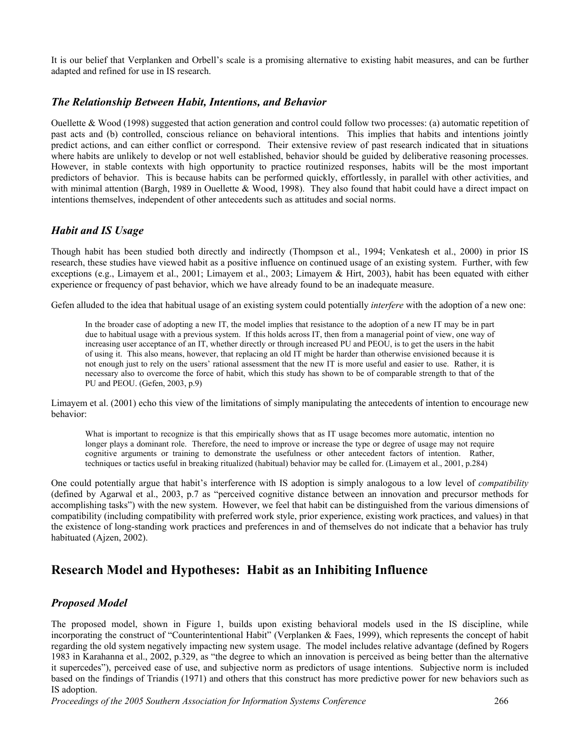It is our belief that Verplanken and Orbell's scale is a promising alternative to existing habit measures, and can be further adapted and refined for use in IS research.

### *The Relationship Between Habit, Intentions, and Behavior*

Ouellette & Wood (1998) suggested that action generation and control could follow two processes: (a) automatic repetition of past acts and (b) controlled, conscious reliance on behavioral intentions. This implies that habits and intentions jointly predict actions, and can either conflict or correspond. Their extensive review of past research indicated that in situations where habits are unlikely to develop or not well established, behavior should be guided by deliberative reasoning processes. However, in stable contexts with high opportunity to practice routinized responses, habits will be the most important predictors of behavior. This is because habits can be performed quickly, effortlessly, in parallel with other activities, and with minimal attention (Bargh, 1989 in Ouellette & Wood, 1998). They also found that habit could have a direct impact on intentions themselves, independent of other antecedents such as attitudes and social norms.

### *Habit and IS Usage*

Though habit has been studied both directly and indirectly (Thompson et al., 1994; Venkatesh et al., 2000) in prior IS research, these studies have viewed habit as a positive influence on continued usage of an existing system. Further, with few exceptions (e.g., Limayem et al., 2001; Limayem et al., 2003; Limayem & Hirt, 2003), habit has been equated with either experience or frequency of past behavior, which we have already found to be an inadequate measure.

Gefen alluded to the idea that habitual usage of an existing system could potentially *interfere* with the adoption of a new one:

> In the broader case of adopting a new IT, the model implies that resistance to the adoption of a new IT may be in part due to habitual usage with a previous system. If this holds across IT, then from a managerial point of view, one way of increasing user acceptance of an IT, whether directly or through increased PU and PEOU, is to get the users in the habit of using it. This also means, however, that replacing an old IT might be harder than otherwise envisioned because it is not enough just to rely on the users' rational assessment that the new IT is more useful and easier to use. Rather, it is necessary also to overcome the force of habit, which this study has shown to be of comparable strength to that of the PU and PEOU. (Gefen, 2003, p.9)

Limayem et al. (2001) echo this view of the limitations of simply manipulating the antecedents of intention to encourage new behavior:

> What is important to recognize is that this empirically shows that as IT usage becomes more automatic, intention no longer plays a dominant role. Therefore, the need to improve or increase the type or degree of usage may not require cognitive arguments or training to demonstrate the usefulness or other antecedent factors of intention. Rather, techniques or tactics useful in breaking ritualized (habitual) behavior may be called for. (Limayem et al., 2001, p.284)

One could potentially argue that habit's interference with IS adoption is simply analogous to a low level of *compatibility* (defined by Agarwal et al., 2003, p.7 as "perceived cognitive distance between an innovation and precursor methods for accomplishing tasks") with the new system. However, we feel that habit can be distinguished from the various dimensions of compatibility (including compatibility with preferred work style, prior experience, existing work practices, and values) in that the existence of long-standing work practices and preferences in and of themselves do not indicate that a behavior has truly habituated (Ajzen, 2002).

## Research Model and Hypotheses: Habit as an Inhibiting Influence

### *Proposed Model*

The proposed model, shown in Figure 1, builds upon existing behavioral models used in the IS discipline, while incorporating the construct of "Counterintentional Habit" (Verplanken & Faes, 1999), which represents the concept of habit regarding the old system negatively impacting new system usage. The model includes relative advantage (defined by Rogers 1983 in Karahanna et al., 2002, p.329, as "the degree to which an innovation is perceived as being better than the alternative it supercedes"), perceived ease of use, and subjective norm as predictors of usage intentions. Subjective norm is included based on the findings of Triandis (1971) and others that this construct has more predictive power for new behaviors such as IS adoption.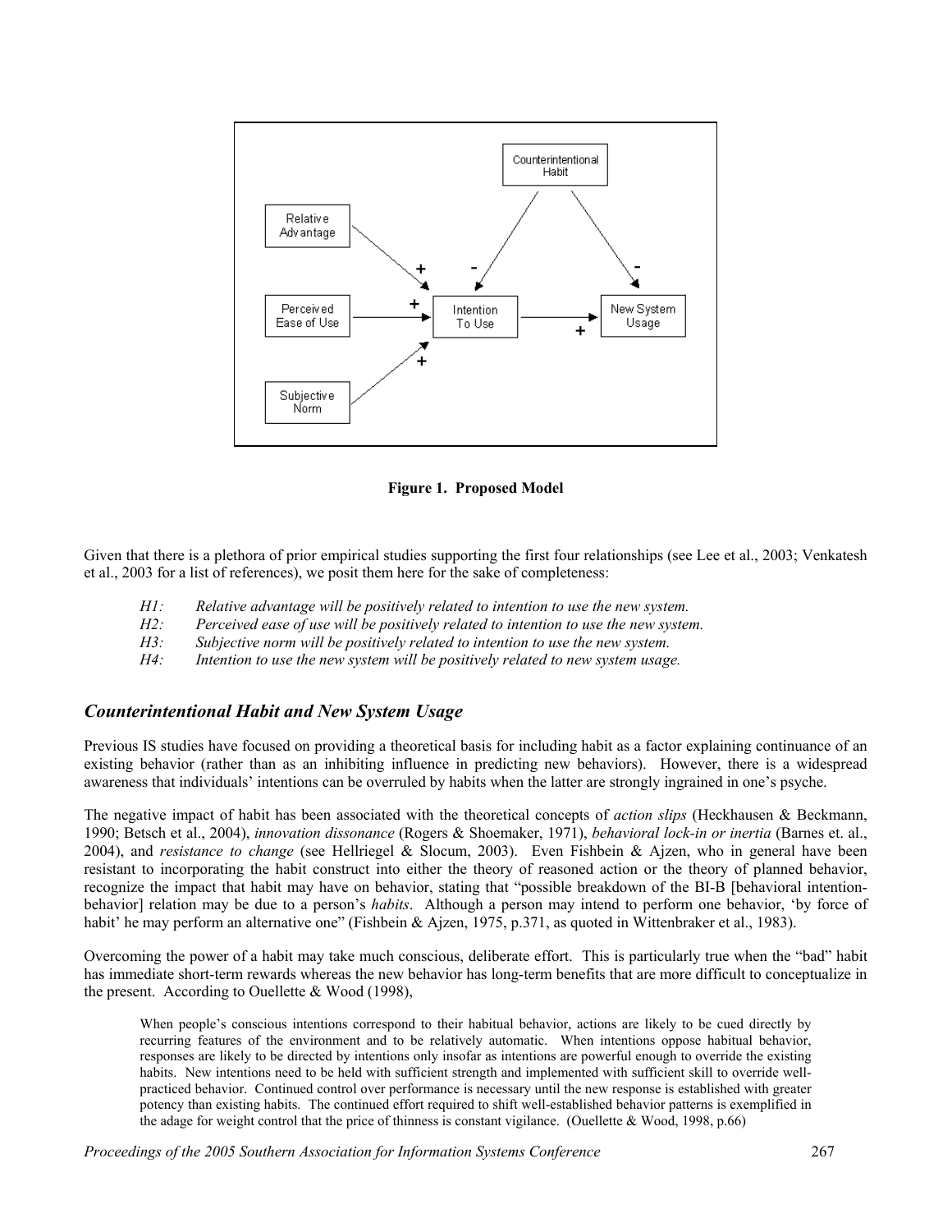**Figure 1. Proposed Model**

Given that there is a plethora of prior empirical studies supporting the first four relationships (see Lee et al., 2003; Venkatesh et al., 2003 for a list of references), we posit them here for the sake of completeness:

*H1:* *Relative advantage will be positively related to intention to use the new system.*
*H2:* *Perceived ease of use will be positively related to intention to use the new system.*
*H3:* *Subjective norm will be positively related to intention to use the new system.*
*H4:* *Intention to use the new system will be positively related to new system usage.*

## *Counterintentional Habit and New System Usage*

Previous IS studies have focused on providing a theoretical basis for including habit as a factor explaining continuance of an existing behavior (rather than as an inhibiting influence in predicting new behaviors). However, there is a widespread awareness that individuals' intentions can be overruled by habits when the latter are strongly ingrained in one's psyche.

The negative impact of habit has been associated with the theoretical concepts of *action slips* (Heckhausen & Beckmann, 1990; Betsch et al., 2004), *innovation dissonance* (Rogers & Shoemaker, 1971), *behavioral lock-in or inertia* (Barnes et. al., 2004), and *resistance to change* (see Hellriegel & Slocum, 2003). Even Fishbein & Ajzen, who in general have been resistant to incorporating the habit construct into either the theory of reasoned action or the theory of planned behavior, recognize the impact that habit may have on behavior, stating that "possible breakdown of the BI-B [behavioral intention-behavior] relation may be due to a person's *habits*. Although a person may intend to perform one behavior, 'by force of habit' he may perform an alternative one" (Fishbein & Ajzen, 1975, p.371, as quoted in Wittenbraker et al., 1983).

Overcoming the power of a habit may take much conscious, deliberate effort. This is particularly true when the "bad" habit has immediate short-term rewards whereas the new behavior has long-term benefits that are more difficult to conceptualize in the present. According to Ouellette & Wood (1998),

> When people's conscious intentions correspond to their habitual behavior, actions are likely to be cued directly by recurring features of the environment and to be relatively automatic. When intentions oppose habitual behavior, responses are likely to be directed by intentions only insofar as intentions are powerful enough to override the existing habits. New intentions need to be held with sufficient strength and implemented with sufficient skill to override well-practiced behavior. Continued control over performance is necessary until the new response is established with greater potency than existing habits. The continued effort required to shift well-established behavior patterns is exemplified in the adage for weight control that the price of thinness is constant vigilance. (Ouellette & Wood, 1998, p.66)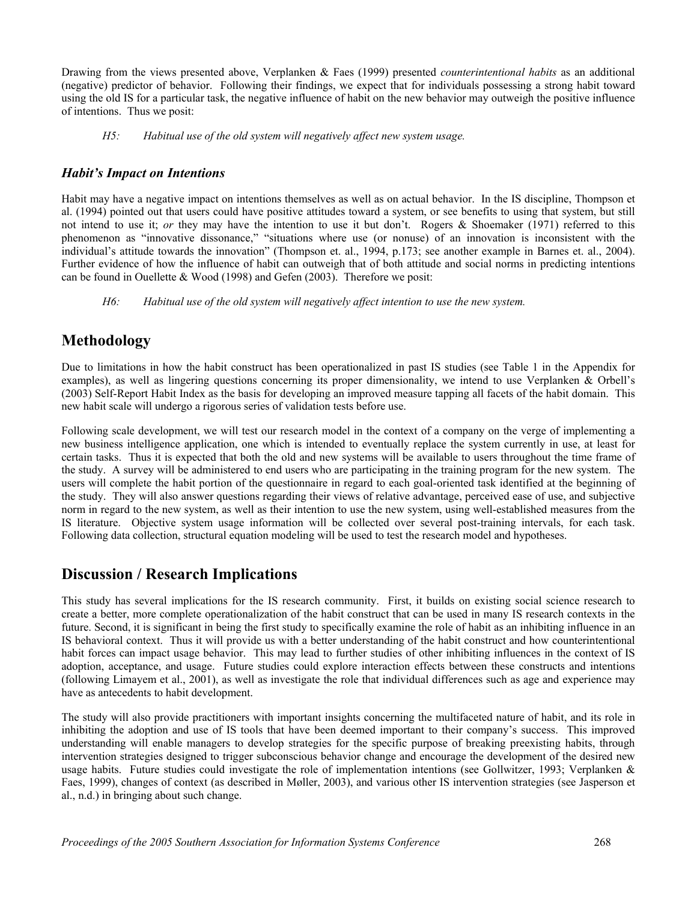Drawing from the views presented above, Verplanken & Faes (1999) presented *counterintentional habits* as an additional (negative) predictor of behavior. Following their findings, we expect that for individuals possessing a strong habit toward using the old IS for a particular task, the negative influence of habit on the new behavior may outweigh the positive influence of intentions. Thus we posit:

> *H5: Habitual use of the old system will negatively affect new system usage.*

### *Habit's Impact on Intentions*

Habit may have a negative impact on intentions themselves as well as on actual behavior. In the IS discipline, Thompson et al. (1994) pointed out that users could have positive attitudes toward a system, or see benefits to using that system, but still not intend to use it; *or* they may have the intention to use it but don't. Rogers & Shoemaker (1971) referred to this phenomenon as "innovative dissonance," "situations where use (or nonuse) of an innovation is inconsistent with the individual's attitude towards the innovation" (Thompson et. al., 1994, p.173; see another example in Barnes et. al., 2004). Further evidence of how the influence of habit can outweigh that of both attitude and social norms in predicting intentions can be found in Ouellette & Wood (1998) and Gefen (2003). Therefore we posit:

> *H6: Habitual use of the old system will negatively affect intention to use the new system.*

## Methodology

Due to limitations in how the habit construct has been operationalized in past IS studies (see Table 1 in the Appendix for examples), as well as lingering questions concerning its proper dimensionality, we intend to use Verplanken & Orbell's (2003) Self-Report Habit Index as the basis for developing an improved measure tapping all facets of the habit domain. This new habit scale will undergo a rigorous series of validation tests before use.

Following scale development, we will test our research model in the context of a company on the verge of implementing a new business intelligence application, one which is intended to eventually replace the system currently in use, at least for certain tasks. Thus it is expected that both the old and new systems will be available to users throughout the time frame of the study. A survey will be administered to end users who are participating in the training program for the new system. The users will complete the habit portion of the questionnaire in regard to each goal-oriented task identified at the beginning of the study. They will also answer questions regarding their views of relative advantage, perceived ease of use, and subjective norm in regard to the new system, as well as their intention to use the new system, using well-established measures from the IS literature. Objective system usage information will be collected over several post-training intervals, for each task. Following data collection, structural equation modeling will be used to test the research model and hypotheses.

## Discussion / Research Implications

This study has several implications for the IS research community. First, it builds on existing social science research to create a better, more complete operationalization of the habit construct that can be used in many IS research contexts in the future. Second, it is significant in being the first study to specifically examine the role of habit as an inhibiting influence in an IS behavioral context. Thus it will provide us with a better understanding of the habit construct and how counterintentional habit forces can impact usage behavior. This may lead to further studies of other inhibiting influences in the context of IS adoption, acceptance, and usage. Future studies could explore interaction effects between these constructs and intentions (following Limayem et al., 2001), as well as investigate the role that individual differences such as age and experience may have as antecedents to habit development.

The study will also provide practitioners with important insights concerning the multifaceted nature of habit, and its role in inhibiting the adoption and use of IS tools that have been deemed important to their company's success. This improved understanding will enable managers to develop strategies for the specific purpose of breaking preexisting habits, through intervention strategies designed to trigger subconscious behavior change and encourage the development of the desired new usage habits. Future studies could investigate the role of implementation intentions (see Gollwitzer, 1993; Verplanken & Faes, 1999), changes of context (as described in Møller, 2003), and various other IS intervention strategies (see Jasperson et al., n.d.) in bringing about such change.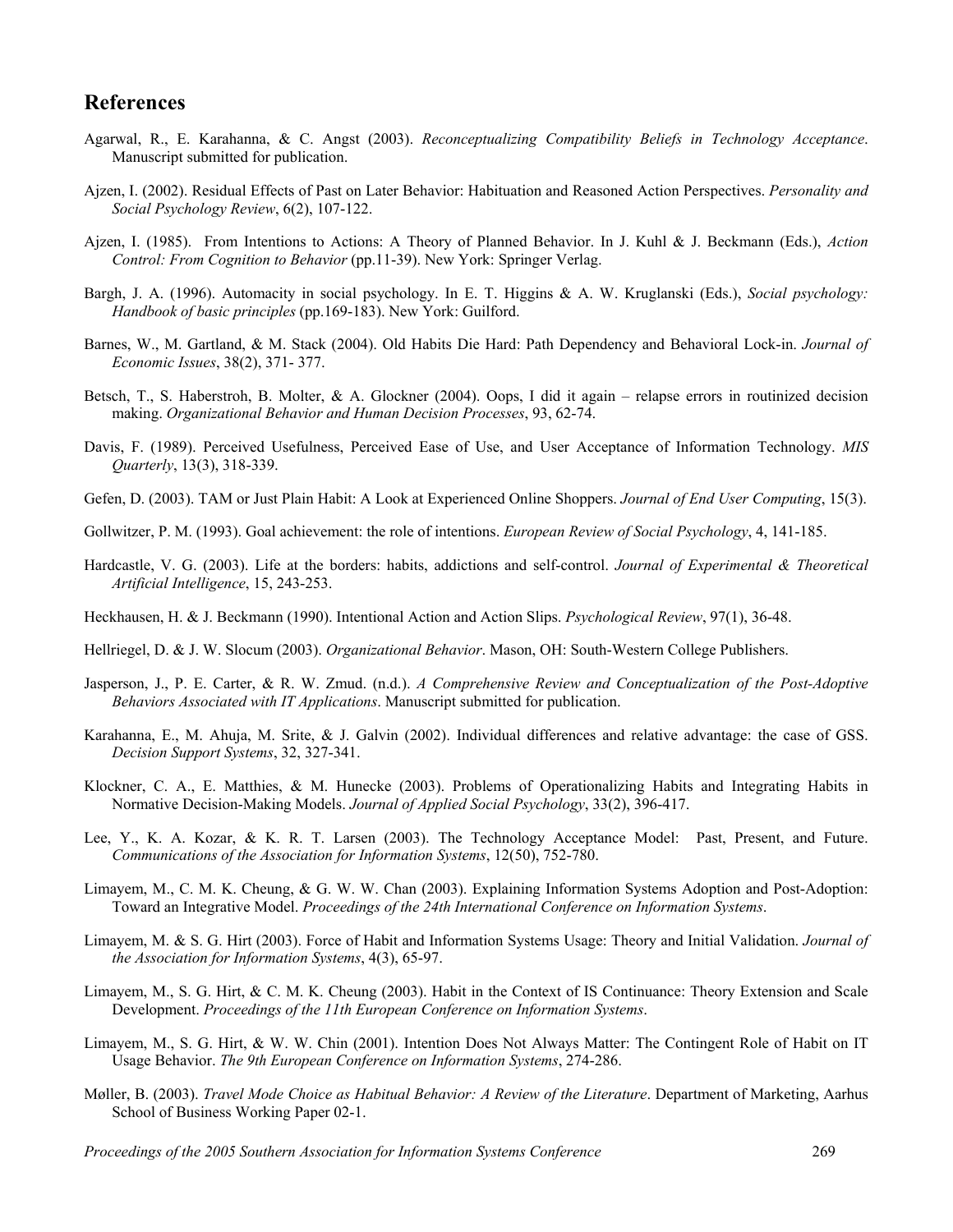## References

Agarwal, R., E. Karahanna, & C. Angst (2003). *Reconceptualizing Compatibility Beliefs in Technology Acceptance*. Manuscript submitted for publication.

Ajzen, I. (2002). Residual Effects of Past on Later Behavior: Habituation and Reasoned Action Perspectives. *Personality and Social Psychology Review*, 6(2), 107-122.

Ajzen, I. (1985). From Intentions to Actions: A Theory of Planned Behavior. In J. Kuhl & J. Beckmann (Eds.), *Action Control: From Cognition to Behavior* (pp.11-39). New York: Springer Verlag.

Bargh, J. A. (1996). Automacity in social psychology. In E. T. Higgins & A. W. Kruglanski (Eds.), *Social psychology: Handbook of basic principles* (pp.169-183). New York: Guilford.

Barnes, W., M. Gartland, & M. Stack (2004). Old Habits Die Hard: Path Dependency and Behavioral Lock-in. *Journal of Economic Issues*, 38(2), 371- 377.

Betsch, T., S. Haberstroh, B. Molter, & A. Glockner (2004). Oops, I did it again – relapse errors in routinized decision making. *Organizational Behavior and Human Decision Processes*, 93, 62-74.

Davis, F. (1989). Perceived Usefulness, Perceived Ease of Use, and User Acceptance of Information Technology. *MIS Quarterly*, 13(3), 318-339.

Gefen, D. (2003). TAM or Just Plain Habit: A Look at Experienced Online Shoppers. *Journal of End User Computing*, 15(3).

Gollwitzer, P. M. (1993). Goal achievement: the role of intentions. *European Review of Social Psychology*, 4, 141-185.

Hardcastle, V. G. (2003). Life at the borders: habits, addictions and self-control. *Journal of Experimental & Theoretical Artificial Intelligence*, 15, 243-253.

Heckhausen, H. & J. Beckmann (1990). Intentional Action and Action Slips. *Psychological Review*, 97(1), 36-48.

Hellriegel, D. & J. W. Slocum (2003). *Organizational Behavior*. Mason, OH: South-Western College Publishers.

Jasperson, J., P. E. Carter, & R. W. Zmud. (n.d.). *A Comprehensive Review and Conceptualization of the Post-Adoptive Behaviors Associated with IT Applications*. Manuscript submitted for publication.

Karahanna, E., M. Ahuja, M. Srite, & J. Galvin (2002). Individual differences and relative advantage: the case of GSS. *Decision Support Systems*, 32, 327-341.

Klockner, C. A., E. Matthies, & M. Hunecke (2003). Problems of Operationalizing Habits and Integrating Habits in Normative Decision-Making Models. *Journal of Applied Social Psychology*, 33(2), 396-417.

Lee, Y., K. A. Kozar, & K. R. T. Larsen (2003). The Technology Acceptance Model: Past, Present, and Future. *Communications of the Association for Information Systems*, 12(50), 752-780.

Limayem, M., C. M. K. Cheung, & G. W. W. Chan (2003). Explaining Information Systems Adoption and Post-Adoption: Toward an Integrative Model. *Proceedings of the 24th International Conference on Information Systems*.

Limayem, M. & S. G. Hirt (2003). Force of Habit and Information Systems Usage: Theory and Initial Validation. *Journal of the Association for Information Systems*, 4(3), 65-97.

Limayem, M., S. G. Hirt, & C. M. K. Cheung (2003). Habit in the Context of IS Continuance: Theory Extension and Scale Development. *Proceedings of the 11th European Conference on Information Systems*.

Limayem, M., S. G. Hirt, & W. W. Chin (2001). Intention Does Not Always Matter: The Contingent Role of Habit on IT Usage Behavior. *The 9th European Conference on Information Systems*, 274-286.

Møller, B. (2003). *Travel Mode Choice as Habitual Behavior: A Review of the Literature*. Department of Marketing, Aarhus School of Business Working Paper 02-1.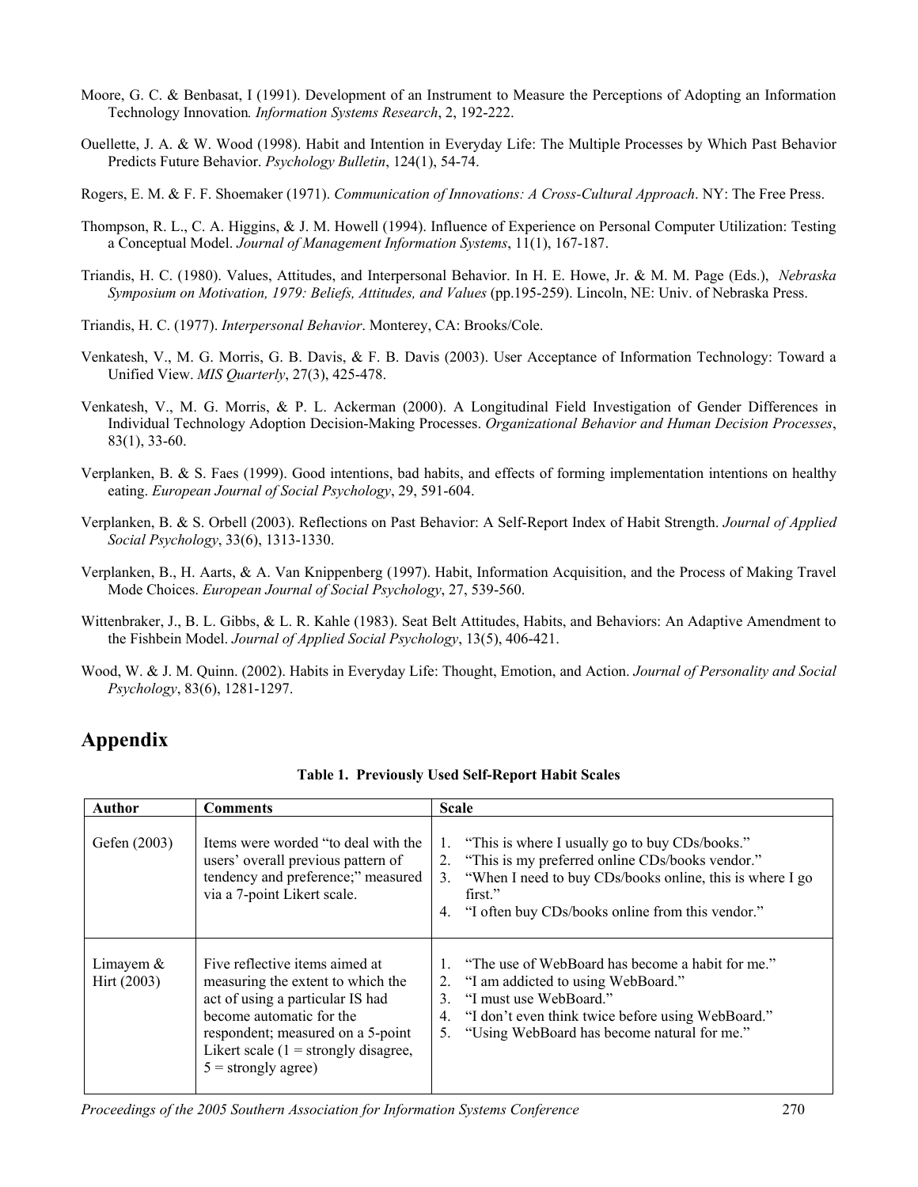Moore, G. C. & Benbasat, I (1991). Development of an Instrument to Measure the Perceptions of Adopting an Information Technology Innovation*. Information Systems Research*, 2, 192-222.

Ouellette, J. A. & W. Wood (1998). Habit and Intention in Everyday Life: The Multiple Processes by Which Past Behavior Predicts Future Behavior. *Psychology Bulletin*, 124(1), 54-74.

Rogers, E. M. & F. F. Shoemaker (1971). *Communication of Innovations: A Cross-Cultural Approach*. NY: The Free Press.

Thompson, R. L., C. A. Higgins, & J. M. Howell (1994). Influence of Experience on Personal Computer Utilization: Testing a Conceptual Model. *Journal of Management Information Systems*, 11(1), 167-187.

Triandis, H. C. (1980). Values, Attitudes, and Interpersonal Behavior. In H. E. Howe, Jr. & M. M. Page (Eds.), *Nebraska Symposium on Motivation, 1979: Beliefs, Attitudes, and Values* (pp.195-259). Lincoln, NE: Univ. of Nebraska Press.

Triandis, H. C. (1977). *Interpersonal Behavior*. Monterey, CA: Brooks/Cole.

Venkatesh, V., M. G. Morris, G. B. Davis, & F. B. Davis (2003). User Acceptance of Information Technology: Toward a Unified View. *MIS Quarterly*, 27(3), 425-478.

Venkatesh, V., M. G. Morris, & P. L. Ackerman (2000). A Longitudinal Field Investigation of Gender Differences in Individual Technology Adoption Decision-Making Processes. *Organizational Behavior and Human Decision Processes*, 83(1), 33-60.

Verplanken, B. & S. Faes (1999). Good intentions, bad habits, and effects of forming implementation intentions on healthy eating. *European Journal of Social Psychology*, 29, 591-604.

Verplanken, B. & S. Orbell (2003). Reflections on Past Behavior: A Self-Report Index of Habit Strength. *Journal of Applied Social Psychology*, 33(6), 1313-1330.

Verplanken, B., H. Aarts, & A. Van Knippenberg (1997). Habit, Information Acquisition, and the Process of Making Travel Mode Choices. *European Journal of Social Psychology*, 27, 539-560.

Wittenbraker, J., B. L. Gibbs, & L. R. Kahle (1983). Seat Belt Attitudes, Habits, and Behaviors: An Adaptive Amendment to the Fishbein Model. *Journal of Applied Social Psychology*, 13(5), 406-421.

Wood, W. & J. M. Quinn. (2002). Habits in Everyday Life: Thought, Emotion, and Action. *Journal of Personality and Social Psychology*, 83(6), 1281-1297.

## Appendix

**Table 1. Previously Used Self-Report Habit Scales**

| Author | Comments | Scale |
|---|---|---|
| Gefen (2003) | Items were worded "to deal with the users' overall previous pattern of tendency and preference;" measured via a 7-point Likert scale. | 1. "This is where I usually go to buy CDs/books." 2. "This is my preferred online CDs/books vendor." 3. "When I need to buy CDs/books online, this is where I go first." 4. "I often buy CDs/books online from this vendor." |
| Limayem & Hirt (2003) | Five reflective items aimed at measuring the extent to which the act of using a particular IS had become automatic for the respondent; measured on a 5-point Likert scale (1 = strongly disagree, 5 = strongly agree) | 1. "The use of WebBoard has become a habit for me." 2. "I am addicted to using WebBoard." 3. "I must use WebBoard." 4. "I don't even think twice before using WebBoard." 5. "Using WebBoard has become natural for me." |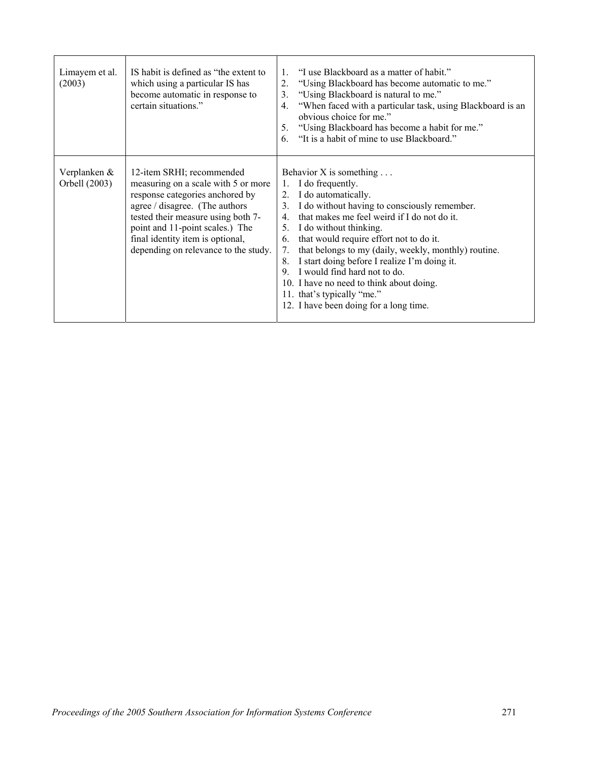| | | |
|---|---|---|
| Limayem et al. (2003) | IS habit is defined as "the extent to which using a particular IS has become automatic in response to certain situations." | 1. "I use Blackboard as a matter of habit."<br>2. "Using Blackboard has become automatic to me."<br>3. "Using Blackboard is natural to me."<br>4. "When faced with a particular task, using Blackboard is an obvious choice for me."<br>5. "Using Blackboard has become a habit for me."<br>6. "It is a habit of mine to use Blackboard." |
| Verplanken & Orbell (2003) | 12-item SRHI; recommended measuring on a scale with 5 or more response categories anchored by agree / disagree. (The authors tested their measure using both 7-point and 11-point scales.) The final identity item is optional, depending on relevance to the study. | Behavior X is something . . .<br>1. I do frequently.<br>2. I do automatically.<br>3. I do without having to consciously remember.<br>4. that makes me feel weird if I do not do it.<br>5. I do without thinking.<br>6. that would require effort not to do it.<br>7. that belongs to my (daily, weekly, monthly) routine.<br>8. I start doing before I realize I'm doing it.<br>9. I would find hard not to do.<br>10. I have no need to think about doing.<br>11. that's typically "me."<br>12. I have been doing for a long time. |